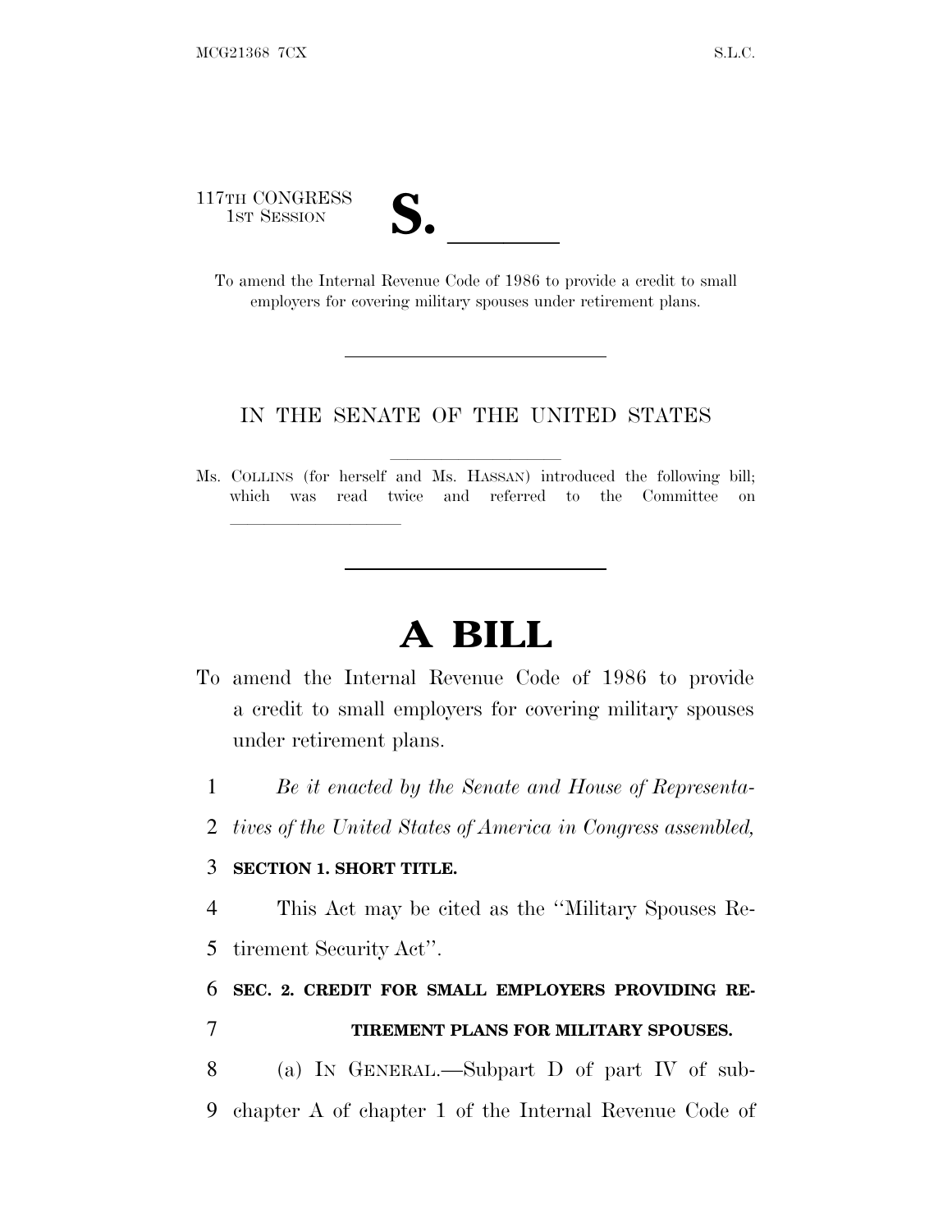117TH CONGRESS
1ST SESSION

# S. \_\_\_\_\_\_

To amend the Internal Revenue Code of 1986 to provide a credit to small employers for covering military spouses under retirement plans.

---

IN THE SENATE OF THE UNITED STATES

Ms. COLLINS (for herself and Ms. HASSAN) introduced the following bill; which was read twice and referred to the Committee on \_\_\_\_\_\_\_\_\_\_\_\_\_\_\_\_

---

# A BILL

To amend the Internal Revenue Code of 1986 to provide a credit to small employers for covering military spouses under retirement plans.

1 *Be it enacted by the Senate and House of Representa-*
2 *tives of the United States of America in Congress assembled,*

3 **SECTION 1. SHORT TITLE.**

4 This Act may be cited as the ''Military Spouses Re-
5 tirement Security Act''.

6 **SEC. 2. CREDIT FOR SMALL EMPLOYERS PROVIDING RE-**
7 **TIREMENT PLANS FOR MILITARY SPOUSES.**

8 (a) IN GENERAL.—Subpart D of part IV of sub-
9 chapter A of chapter 1 of the Internal Revenue Code of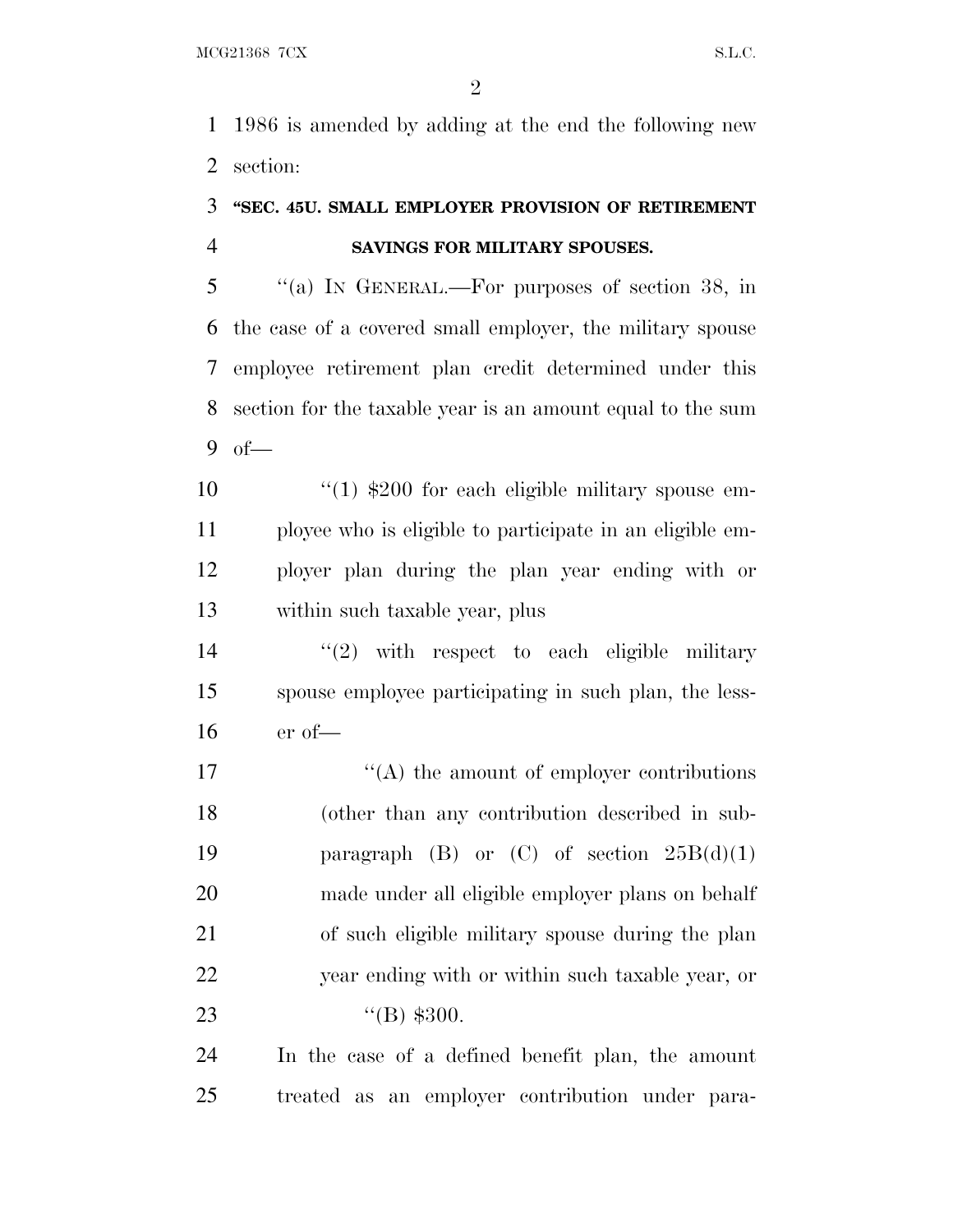1986 is amended by adding at the end the following new section:

### "SEC. 45U. SMALL EMPLOYER PROVISION OF RETIREMENT SAVINGS FOR MILITARY SPOUSES.

"(a) IN GENERAL.—For purposes of section 38, in the case of a covered small employer, the military spouse employee retirement plan credit determined under this section for the taxable year is an amount equal to the sum of—

"(1) $200 for each eligible military spouse employee who is eligible to participate in an eligible employer plan during the plan year ending with or within such taxable year, plus

"(2) with respect to each eligible military spouse employee participating in such plan, the lesser of—

"(A) the amount of employer contributions (other than any contribution described in subparagraph (B) or (C) of section 25B(d)(1) made under all eligible employer plans on behalf of such eligible military spouse during the plan year ending with or within such taxable year, or

"(B) $300.

In the case of a defined benefit plan, the amount treated as an employer contribution under para-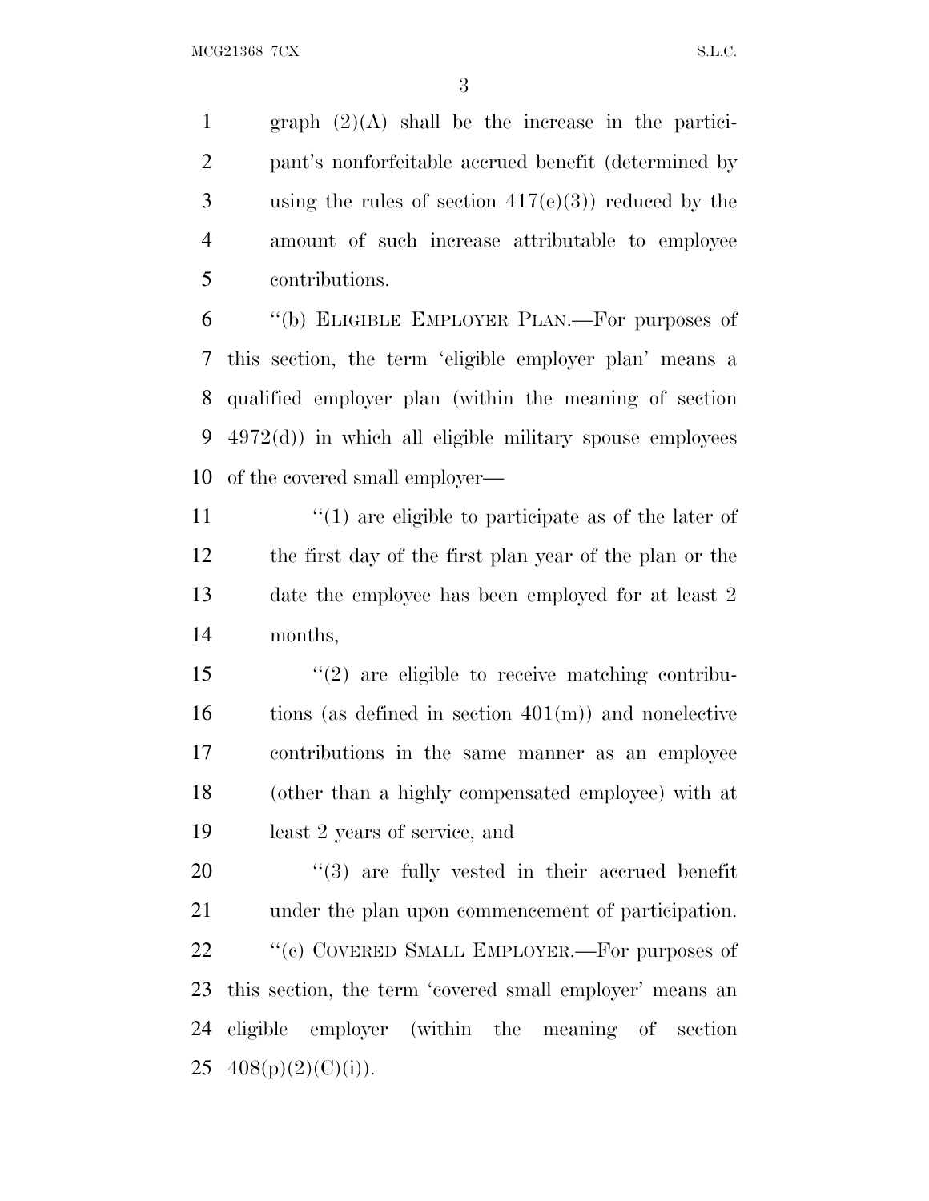graph (2)(A) shall be the increase in the participant's nonforfeitable accrued benefit (determined by using the rules of section 417(e)(3)) reduced by the amount of such increase attributable to employee contributions.

''(b) ELIGIBLE EMPLOYER PLAN.—For purposes of this section, the term 'eligible employer plan' means a qualified employer plan (within the meaning of section 4972(d)) in which all eligible military spouse employees of the covered small employer—

''(1) are eligible to participate as of the later of the first day of the first plan year of the plan or the date the employee has been employed for at least 2 months,

''(2) are eligible to receive matching contributions (as defined in section 401(m)) and nonelective contributions in the same manner as an employee (other than a highly compensated employee) with at least 2 years of service, and

''(3) are fully vested in their accrued benefit under the plan upon commencement of participation.

''(c) COVERED SMALL EMPLOYER.—For purposes of this section, the term 'covered small employer' means an eligible employer (within the meaning of section 408(p)(2)(C)(i)).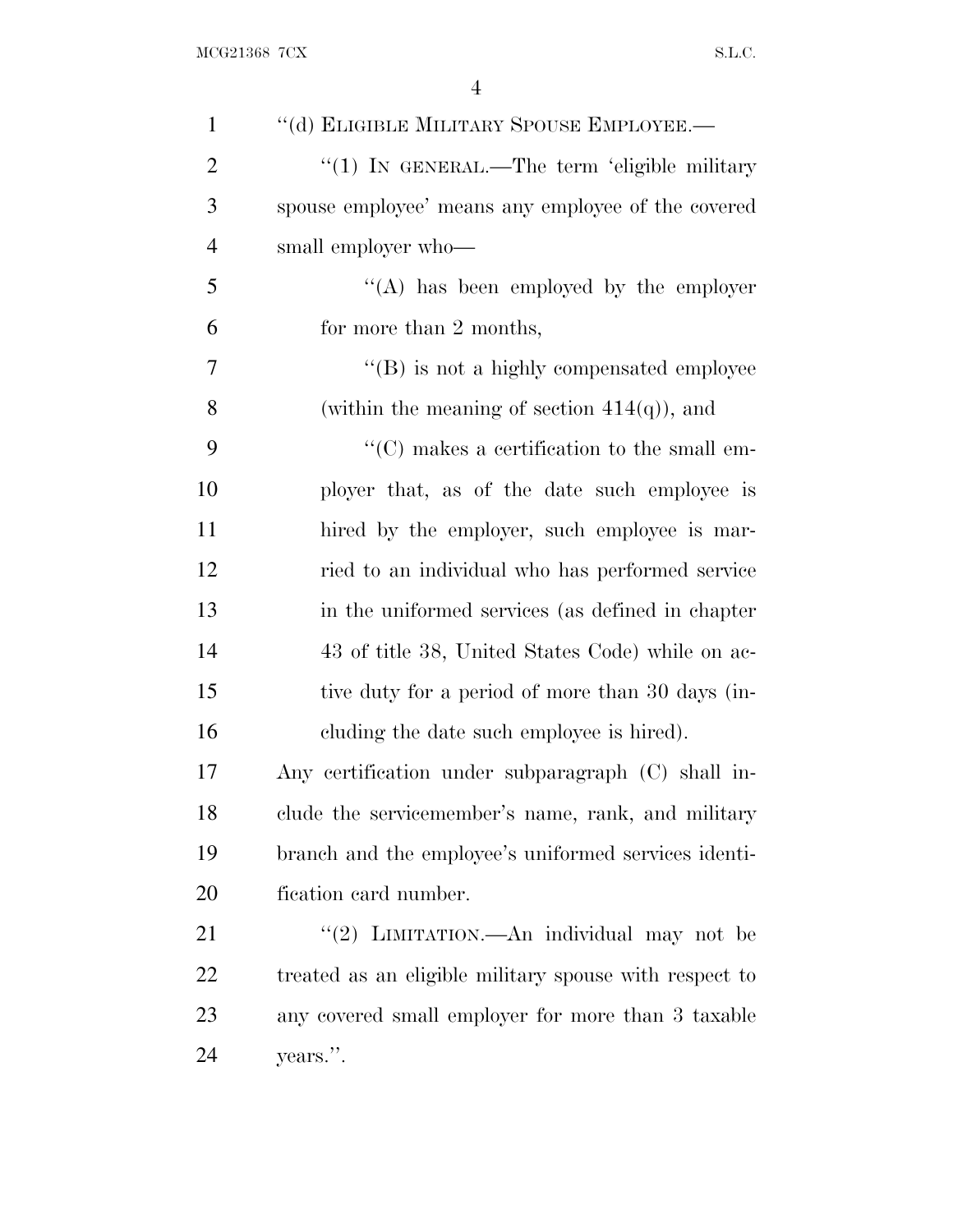"(d) ELIGIBLE MILITARY SPOUSE EMPLOYEE.—

"(1) IN GENERAL.—The term 'eligible military spouse employee' means any employee of the covered small employer who—

"(A) has been employed by the employer for more than 2 months,

"(B) is not a highly compensated employee (within the meaning of section 414(q)), and

"(C) makes a certification to the small employer that, as of the date such employee is hired by the employer, such employee is married to an individual who has performed service in the uniformed services (as defined in chapter 43 of title 38, United States Code) while on active duty for a period of more than 30 days (including the date such employee is hired).

Any certification under subparagraph (C) shall include the servicemember's name, rank, and military branch and the employee's uniformed services identification card number.

"(2) LIMITATION.—An individual may not be treated as an eligible military spouse with respect to any covered small employer for more than 3 taxable years.".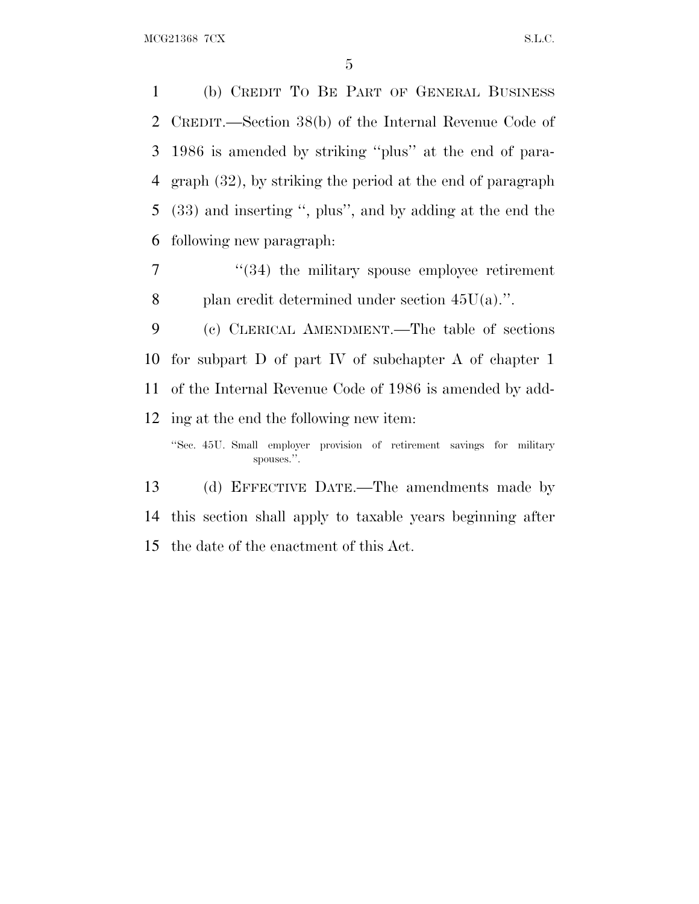(b) CREDIT TO BE PART OF GENERAL BUSINESS CREDIT.—Section 38(b) of the Internal Revenue Code of 1986 is amended by striking ''plus'' at the end of paragraph (32), by striking the period at the end of paragraph (33) and inserting '', plus'', and by adding at the end the following new paragraph:

''(34) the military spouse employee retirement plan credit determined under section 45U(a).''.

(c) CLERICAL AMENDMENT.—The table of sections for subpart D of part IV of subchapter A of chapter 1 of the Internal Revenue Code of 1986 is amended by adding at the end the following new item:

''Sec. 45U. Small employer provision of retirement savings for military spouses.''.

(d) EFFECTIVE DATE.—The amendments made by this section shall apply to taxable years beginning after the date of the enactment of this Act.